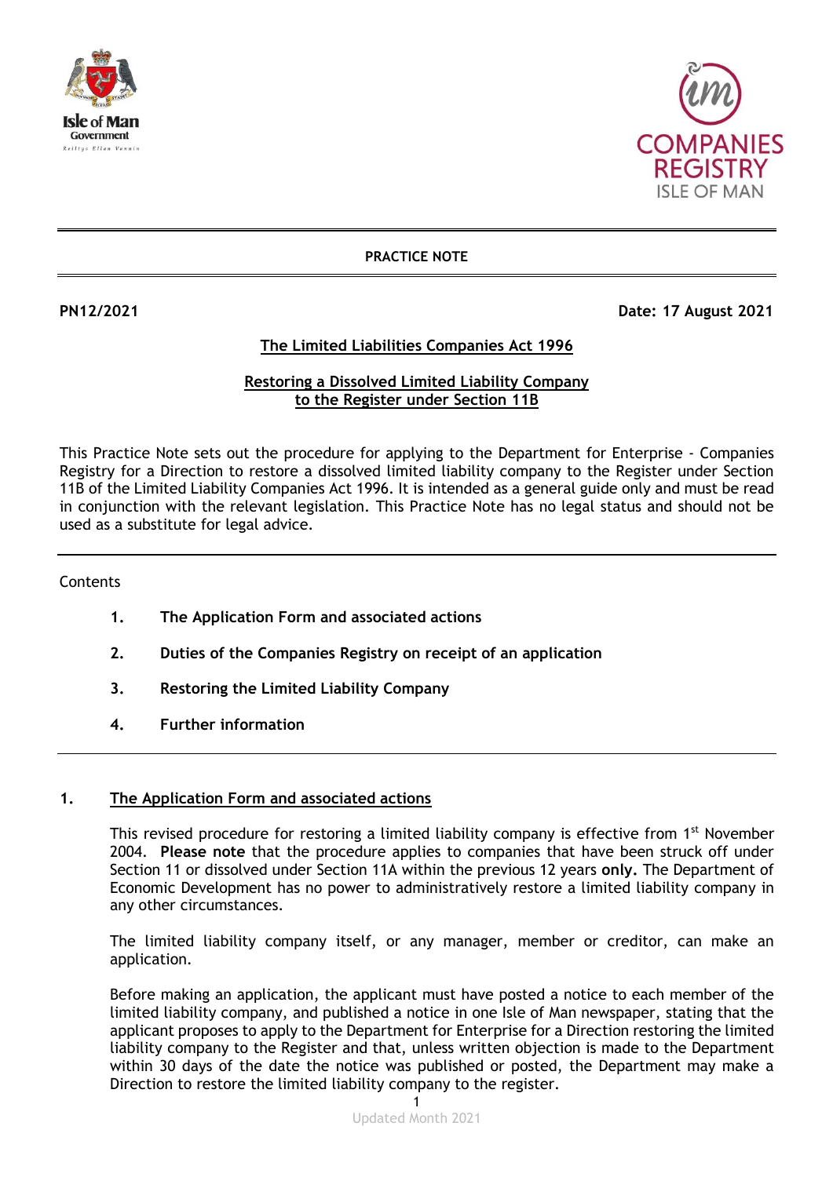**PRACTICE NOTE**

**PN12/2021** **Date: 17 August 2021**

# The Limited Liabilities Companies Act 1996

## Restoring a Dissolved Limited Liability Company to the Register under Section 11B

This Practice Note sets out the procedure for applying to the Department for Enterprise - Companies Registry for a Direction to restore a dissolved limited liability company to the Register under Section 11B of the Limited Liability Companies Act 1996. It is intended as a general guide only and must be read in conjunction with the relevant legislation. This Practice Note has no legal status and should not be used as a substitute for legal advice.

---

Contents

1. **The Application Form and associated actions**
2. **Duties of the Companies Registry on receipt of an application**
3. **Restoring the Limited Liability Company**
4. **Further information**

---

## 1. The Application Form and associated actions

This revised procedure for restoring a limited liability company is effective from 1st November 2004. **Please note** that the procedure applies to companies that have been struck off under Section 11 or dissolved under Section 11A within the previous 12 years **only.** The Department of Economic Development has no power to administratively restore a limited liability company in any other circumstances.

The limited liability company itself, or any manager, member or creditor, can make an application.

Before making an application, the applicant must have posted a notice to each member of the limited liability company, and published a notice in one Isle of Man newspaper, stating that the applicant proposes to apply to the Department for Enterprise for a Direction restoring the limited liability company to the Register and that, unless written objection is made to the Department within 30 days of the date the notice was published or posted, the Department may make a Direction to restore the limited liability company to the register.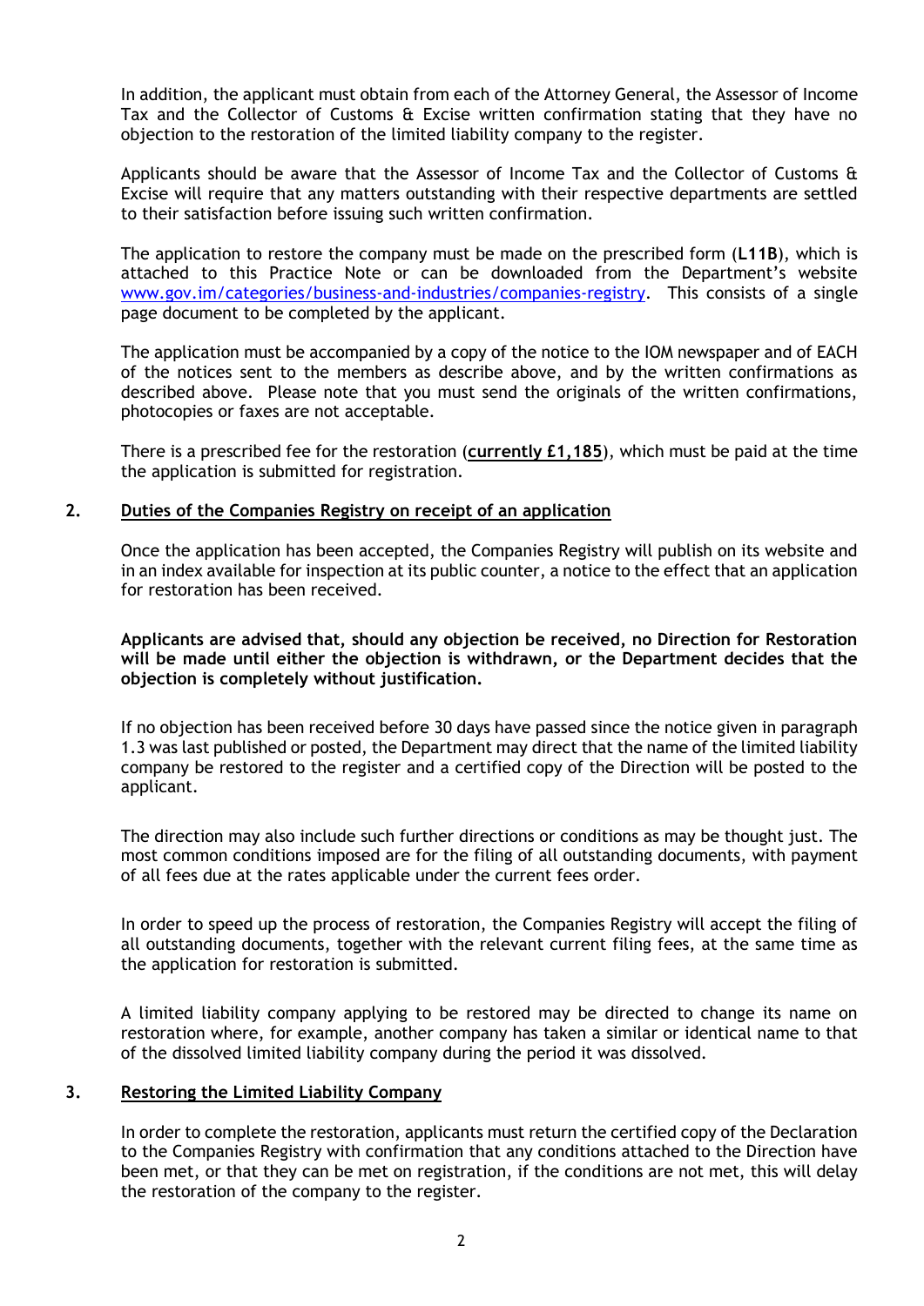In addition, the applicant must obtain from each of the Attorney General, the Assessor of Income Tax and the Collector of Customs & Excise written confirmation stating that they have no objection to the restoration of the limited liability company to the register.

Applicants should be aware that the Assessor of Income Tax and the Collector of Customs & Excise will require that any matters outstanding with their respective departments are settled to their satisfaction before issuing such written confirmation.

The application to restore the company must be made on the prescribed form (**L11B**), which is attached to this Practice Note or can be downloaded from the Department's website [www.gov.im/categories/business-and-industries/companies-registry](www.gov.im/categories/business-and-industries/companies-registry). This consists of a single page document to be completed by the applicant.

The application must be accompanied by a copy of the notice to the IOM newspaper and of EACH of the notices sent to the members as describe above, and by the written confirmations as described above. Please note that you must send the originals of the written confirmations, photocopies or faxes are not acceptable.

There is a prescribed fee for the restoration (**currently £1,185**), which must be paid at the time the application is submitted for registration.

## 2. Duties of the Companies Registry on receipt of an application

Once the application has been accepted, the Companies Registry will publish on its website and in an index available for inspection at its public counter, a notice to the effect that an application for restoration has been received.

**Applicants are advised that, should any objection be received, no Direction for Restoration will be made until either the objection is withdrawn, or the Department decides that the objection is completely without justification.**

If no objection has been received before 30 days have passed since the notice given in paragraph 1.3 was last published or posted, the Department may direct that the name of the limited liability company be restored to the register and a certified copy of the Direction will be posted to the applicant.

The direction may also include such further directions or conditions as may be thought just. The most common conditions imposed are for the filing of all outstanding documents, with payment of all fees due at the rates applicable under the current fees order.

In order to speed up the process of restoration, the Companies Registry will accept the filing of all outstanding documents, together with the relevant current filing fees, at the same time as the application for restoration is submitted.

A limited liability company applying to be restored may be directed to change its name on restoration where, for example, another company has taken a similar or identical name to that of the dissolved limited liability company during the period it was dissolved.

## 3. Restoring the Limited Liability Company

In order to complete the restoration, applicants must return the certified copy of the Declaration to the Companies Registry with confirmation that any conditions attached to the Direction have been met, or that they can be met on registration, if the conditions are not met, this will delay the restoration of the company to the register.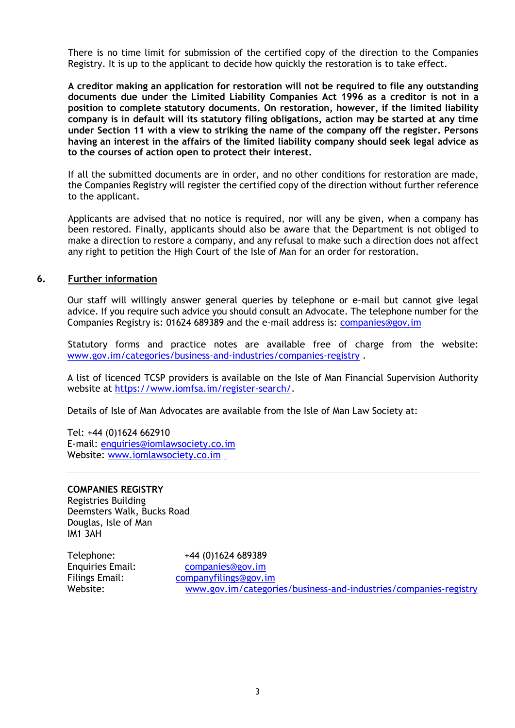There is no time limit for submission of the certified copy of the direction to the Companies Registry. It is up to the applicant to decide how quickly the restoration is to take effect.

**A creditor making an application for restoration will not be required to file any outstanding documents due under the Limited Liability Companies Act 1996 as a creditor is not in a position to complete statutory documents. On restoration, however, if the limited liability company is in default will its statutory filing obligations, action may be started at any time under Section 11 with a view to striking the name of the company off the register. Persons having an interest in the affairs of the limited liability company should seek legal advice as to the courses of action open to protect their interest.**

If all the submitted documents are in order, and no other conditions for restoration are made, the Companies Registry will register the certified copy of the direction without further reference to the applicant.

Applicants are advised that no notice is required, nor will any be given, when a company has been restored. Finally, applicants should also be aware that the Department is not obliged to make a direction to restore a company, and any refusal to make such a direction does not affect any right to petition the High Court of the Isle of Man for an order for restoration.

## 6. Further information

Our staff will willingly answer general queries by telephone or e-mail but cannot give legal advice. If you require such advice you should consult an Advocate. The telephone number for the Companies Registry is: 01624 689389 and the e-mail address is: companies@gov.im

Statutory forms and practice notes are available free of charge from the website: www.gov.im/categories/business-and-industries/companies-registry .

A list of licenced TCSP providers is available on the Isle of Man Financial Supervision Authority website at https://www.iomfsa.im/register-search/.

Details of Isle of Man Advocates are available from the Isle of Man Law Society at:

Tel: +44 (0)1624 662910
E-mail: enquiries@iomlawsociety.co.im
Website: www.iomlawsociety.co.im

---

**COMPANIES REGISTRY**
Registries Building
Deemsters Walk, Bucks Road
Douglas, Isle of Man
IM1 3AH

Telephone: +44 (0)1624 689389
Enquiries Email: companies@gov.im
Filings Email: companyfilings@gov.im
Website: www.gov.im/categories/business-and-industries/companies-registry